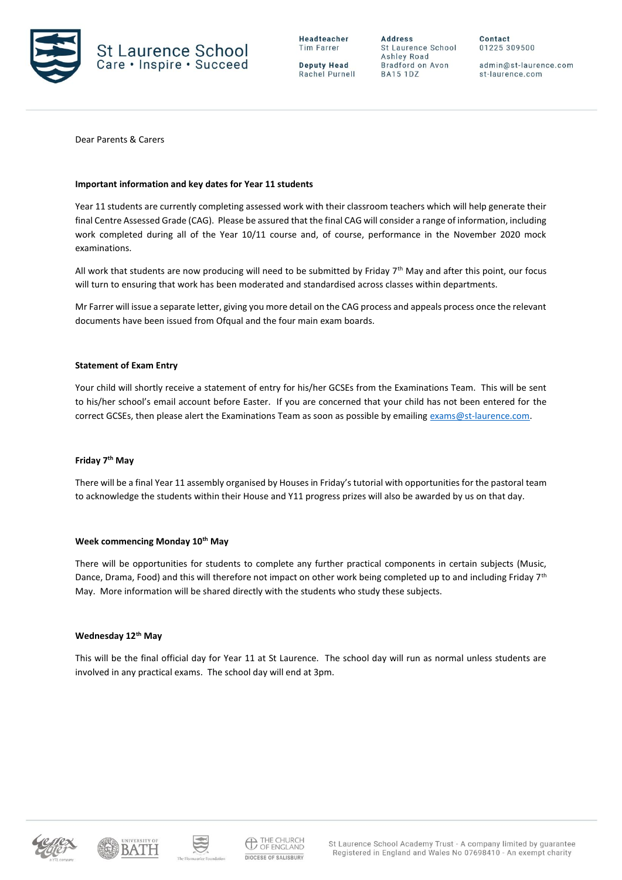St Laurence School
Care • Inspire • Succeed

**Headteacher**
Tim Farrer

**Deputy Head**
Rachel Purnell

**Address**
St Laurence School
Ashley Road
Bradford on Avon
BA15 1DZ

**Contact**
01225 309500

admin@st-laurence.com
st-laurence.com

Dear Parents & Carers

**Important information and key dates for Year 11 students**

Year 11 students are currently completing assessed work with their classroom teachers which will help generate their final Centre Assessed Grade (CAG). Please be assured that the final CAG will consider a range of information, including work completed during all of the Year 10/11 course and, of course, performance in the November 2020 mock examinations.

All work that students are now producing will need to be submitted by Friday 7th May and after this point, our focus will turn to ensuring that work has been moderated and standardised across classes within departments.

Mr Farrer will issue a separate letter, giving you more detail on the CAG process and appeals process once the relevant documents have been issued from Ofqual and the four main exam boards.

**Statement of Exam Entry**

Your child will shortly receive a statement of entry for his/her GCSEs from the Examinations Team. This will be sent to his/her school's email account before Easter. If you are concerned that your child has not been entered for the correct GCSEs, then please alert the Examinations Team as soon as possible by emailing exams@st-laurence.com.

**Friday 7th May**

There will be a final Year 11 assembly organised by Houses in Friday's tutorial with opportunities for the pastoral team to acknowledge the students within their House and Y11 progress prizes will also be awarded by us on that day.

**Week commencing Monday 10th May**

There will be opportunities for students to complete any further practical components in certain subjects (Music, Dance, Drama, Food) and this will therefore not impact on other work being completed up to and including Friday 7th May. More information will be shared directly with the students who study these subjects.

**Wednesday 12th May**

This will be the final official day for Year 11 at St Laurence. The school day will run as normal unless students are involved in any practical exams. The school day will end at 3pm.

St Laurence School Academy Trust - A company limited by guarantee
Registered in England and Wales No 07698410 - An exempt charity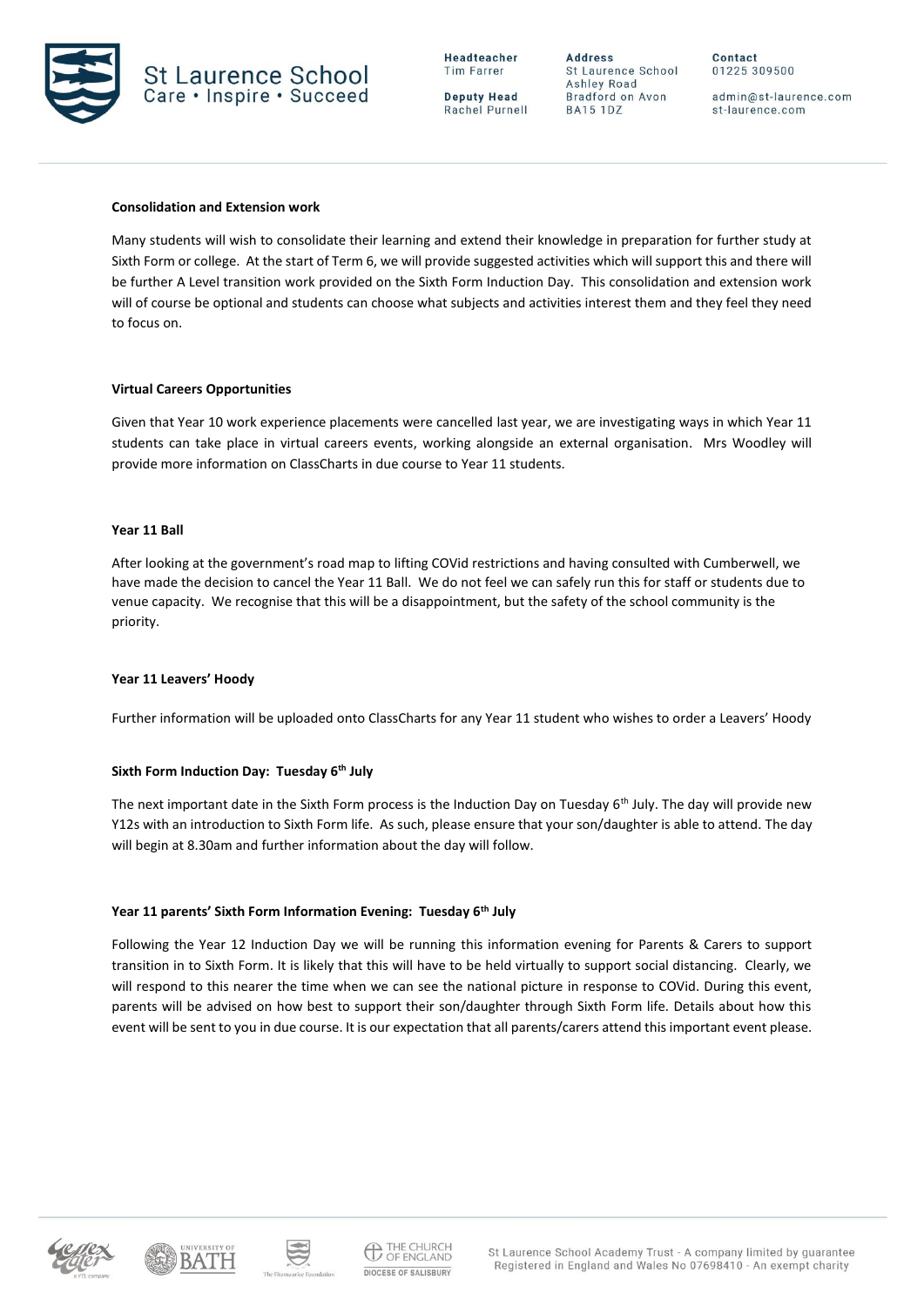**Consolidation and Extension work**

Many students will wish to consolidate their learning and extend their knowledge in preparation for further study at Sixth Form or college. At the start of Term 6, we will provide suggested activities which will support this and there will be further A Level transition work provided on the Sixth Form Induction Day. This consolidation and extension work will of course be optional and students can choose what subjects and activities interest them and they feel they need to focus on.

**Virtual Careers Opportunities**

Given that Year 10 work experience placements were cancelled last year, we are investigating ways in which Year 11 students can take place in virtual careers events, working alongside an external organisation. Mrs Woodley will provide more information on ClassCharts in due course to Year 11 students.

**Year 11 Ball**

After looking at the government's road map to lifting COVid restrictions and having consulted with Cumberwell, we have made the decision to cancel the Year 11 Ball. We do not feel we can safely run this for staff or students due to venue capacity. We recognise that this will be a disappointment, but the safety of the school community is the priority.

**Year 11 Leavers' Hoody**

Further information will be uploaded onto ClassCharts for any Year 11 student who wishes to order a Leavers' Hoody

**Sixth Form Induction Day: Tuesday 6th July**

The next important date in the Sixth Form process is the Induction Day on Tuesday 6th July. The day will provide new Y12s with an introduction to Sixth Form life. As such, please ensure that your son/daughter is able to attend. The day will begin at 8.30am and further information about the day will follow.

**Year 11 parents' Sixth Form Information Evening: Tuesday 6th July**

Following the Year 12 Induction Day we will be running this information evening for Parents & Carers to support transition in to Sixth Form. It is likely that this will have to be held virtually to support social distancing. Clearly, we will respond to this nearer the time when we can see the national picture in response to COVid. During this event, parents will be advised on how best to support their son/daughter through Sixth Form life. Details about how this event will be sent to you in due course. It is our expectation that all parents/carers attend this important event please.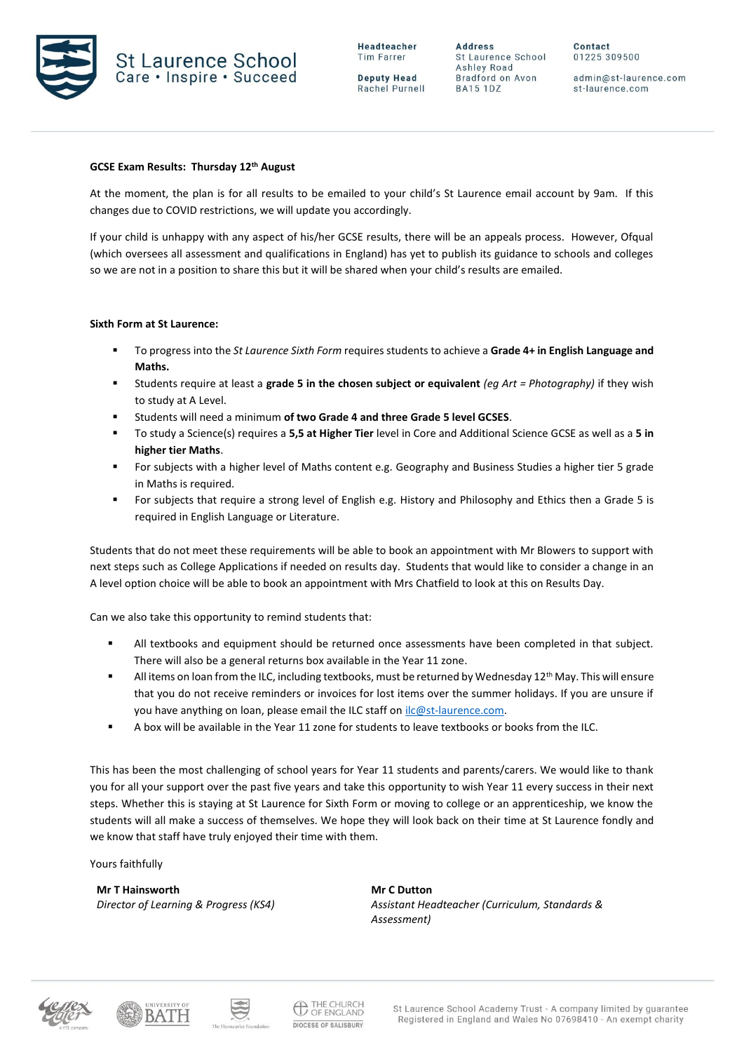**GCSE Exam Results: Thursday 12th August**

At the moment, the plan is for all results to be emailed to your child's St Laurence email account by 9am. If this changes due to COVID restrictions, we will update you accordingly.

If your child is unhappy with any aspect of his/her GCSE results, there will be an appeals process. However, Ofqual (which oversees all assessment and qualifications in England) has yet to publish its guidance to schools and colleges so we are not in a position to share this but it will be shared when your child's results are emailed.

**Sixth Form at St Laurence:**

- To progress into the *St Laurence Sixth Form* requires students to achieve a **Grade 4+ in English Language and Maths.**
- Students require at least a **grade 5 in the chosen subject or equivalent** *(eg Art = Photography)* if they wish to study at A Level.
- Students will need a minimum **of two Grade 4 and three Grade 5 level GCSES**.
- To study a Science(s) requires a **5,5 at Higher Tier** level in Core and Additional Science GCSE as well as a **5 in higher tier Maths**.
- For subjects with a higher level of Maths content e.g. Geography and Business Studies a higher tier 5 grade in Maths is required.
- For subjects that require a strong level of English e.g. History and Philosophy and Ethics then a Grade 5 is required in English Language or Literature.

Students that do not meet these requirements will be able to book an appointment with Mr Blowers to support with next steps such as College Applications if needed on results day. Students that would like to consider a change in an A level option choice will be able to book an appointment with Mrs Chatfield to look at this on Results Day.

Can we also take this opportunity to remind students that:

- All textbooks and equipment should be returned once assessments have been completed in that subject. There will also be a general returns box available in the Year 11 zone.
- All items on loan from the ILC, including textbooks, must be returned by Wednesday 12th May. This will ensure that you do not receive reminders or invoices for lost items over the summer holidays. If you are unsure if you have anything on loan, please email the ILC staff on ilc@st-laurence.com.
- A box will be available in the Year 11 zone for students to leave textbooks or books from the ILC.

This has been the most challenging of school years for Year 11 students and parents/carers. We would like to thank you for all your support over the past five years and take this opportunity to wish Year 11 every success in their next steps. Whether this is staying at St Laurence for Sixth Form or moving to college or an apprenticeship, we know the students will all make a success of themselves. We hope they will look back on their time at St Laurence fondly and we know that staff have truly enjoyed their time with them.

Yours faithfully

**Mr T Hainsworth**
*Director of Learning & Progress (KS4)*

**Mr C Dutton**
*Assistant Headteacher (Curriculum, Standards & Assessment)*